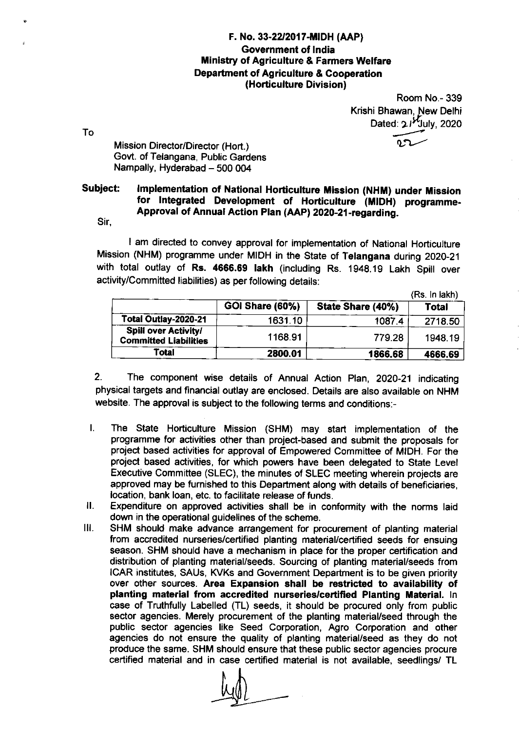**F. No. 33-22/2017-MIDH (AAP)**
**Government of India**
**Ministry of Agriculture & Farmers Welfare**
**Department of Agriculture & Cooperation**
**(Horticulture Division)**

Room No.- 339
Krishi Bhawan, New Delhi
Dated: 21st July, 2020

To

Mission Director/Director (Hort.)
Govt. of Telangana, Public Gardens
Nampally, Hyderabad – 500 004

**Subject: Implementation of National Horticulture Mission (NHM) under Mission for Integrated Development of Horticulture (MIDH) programme-Approval of Annual Action Plan (AAP) 2020-21-regarding.**

Sir,

I am directed to convey approval for implementation of National Horticulture Mission (NHM) programme under MIDH in the State of **Telangana** during 2020-21 with total outlay of **Rs. 4666.69 lakh** (including Rs. 1948.19 Lakh Spill over activity/Committed liabilities) as per following details:

(Rs. In lakh)

| | GOI Share (60%) | State Share (40%) | Total |
|---|---|---|---|
| **Total Outlay-2020-21** | 1631.10 | 1087.4 | 2718.50 |
| **Spill over Activity/ Committed Liabilities** | 1168.91 | 779.28 | 1948.19 |
| **Total** | **2800.01** | **1866.68** | **4666.69** |

2. The component wise details of Annual Action Plan, 2020-21 indicating physical targets and financial outlay are enclosed. Details are also available on NHM website. The approval is subject to the following terms and conditions:-

I. The State Horticulture Mission (SHM) may start implementation of the programme for activities other than project-based and submit the proposals for project based activities for approval of Empowered Committee of MIDH. For the project based activities, for which powers have been delegated to State Level Executive Committee (SLEC), the minutes of SLEC meeting wherein projects are approved may be furnished to this Department along with details of beneficiaries, location, bank loan, etc. to facilitate release of funds.

II. Expenditure on approved activities shall be in conformity with the norms laid down in the operational guidelines of the scheme.

III. SHM should make advance arrangement for procurement of planting material from accredited nurseries/certified planting material/certified seeds for ensuing season. SHM should have a mechanism in place for the proper certification and distribution of planting material/seeds. Sourcing of planting material/seeds from ICAR institutes, SAUs, KVKs and Government Department is to be given priority over other sources. **Area Expansion shall be restricted to availability of planting material from accredited nurseries/certified Planting Material.** In case of Truthfully Labelled (TL) seeds, it should be procured only from public sector agencies. Merely procurement of the planting material/seed through the public sector agencies like Seed Corporation, Agro Corporation and other agencies do not ensure the quality of planting material/seed as they do not produce the same. SHM should ensure that these public sector agencies procure certified material and in case certified material is not available, seedlings/ TL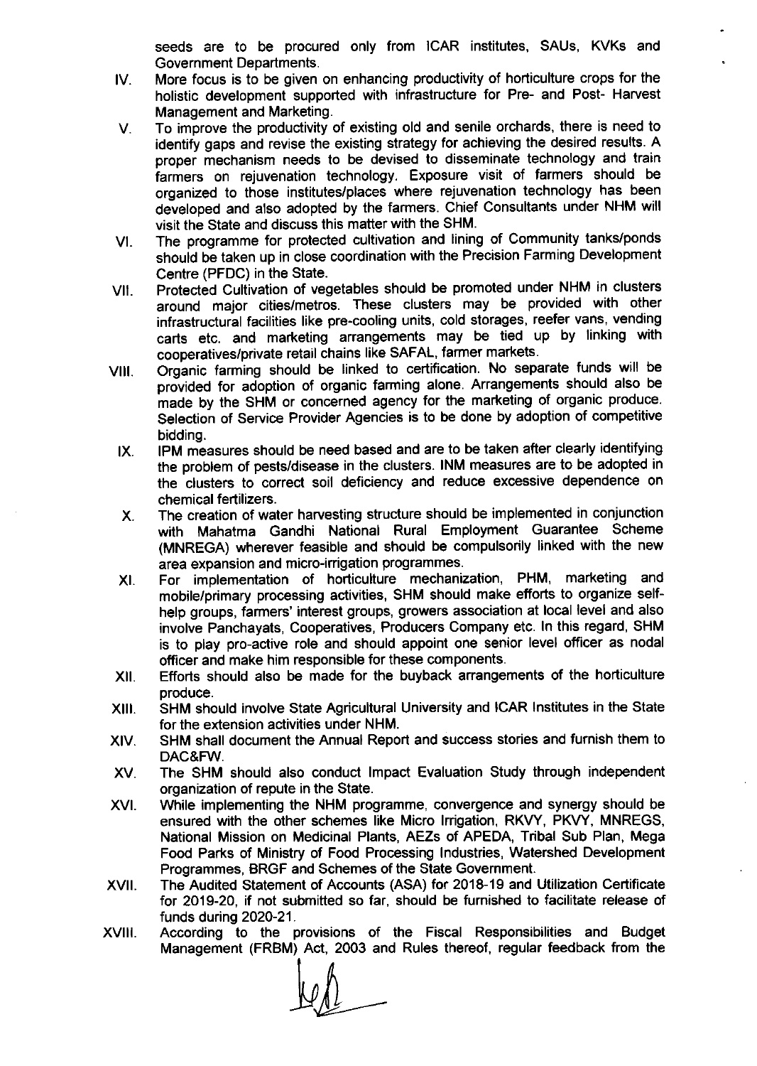seeds are to be procured only from ICAR institutes, SAUs, KVKs and Government Departments.

IV. More focus is to be given on enhancing productivity of horticulture crops for the holistic development supported with infrastructure for Pre- and Post- Harvest Management and Marketing.

V. To improve the productivity of existing old and senile orchards, there is need to identify gaps and revise the existing strategy for achieving the desired results. A proper mechanism needs to be devised to disseminate technology and train farmers on rejuvenation technology. Exposure visit of farmers should be organized to those institutes/places where rejuvenation technology has been developed and also adopted by the farmers. Chief Consultants under NHM will visit the State and discuss this matter with the SHM.

VI. The programme for protected cultivation and lining of Community tanks/ponds should be taken up in close coordination with the Precision Farming Development Centre (PFDC) in the State.

VII. Protected Cultivation of vegetables should be promoted under NHM in clusters around major cities/metros. These clusters may be provided with other infrastructural facilities like pre-cooling units, cold storages, reefer vans, vending carts etc. and marketing arrangements may be tied up by linking with cooperatives/private retail chains like SAFAL, farmer markets.

VIII. Organic farming should be linked to certification. No separate funds will be provided for adoption of organic farming alone. Arrangements should also be made by the SHM or concerned agency for the marketing of organic produce. Selection of Service Provider Agencies is to be done by adoption of competitive bidding.

IX. IPM measures should be need based and are to be taken after clearly identifying the problem of pests/disease in the clusters. INM measures are to be adopted in the clusters to correct soil deficiency and reduce excessive dependence on chemical fertilizers.

X. The creation of water harvesting structure should be implemented in conjunction with Mahatma Gandhi National Rural Employment Guarantee Scheme (MNREGA) wherever feasible and should be compulsorily linked with the new area expansion and micro-irrigation programmes.

XI. For implementation of horticulture mechanization, PHM, marketing and mobile/primary processing activities, SHM should make efforts to organize self-help groups, farmers' interest groups, growers association at local level and also involve Panchayats, Cooperatives, Producers Company etc. In this regard, SHM is to play pro-active role and should appoint one senior level officer as nodal officer and make him responsible for these components.

XII. Efforts should also be made for the buyback arrangements of the horticulture produce.

XIII. SHM should involve State Agricultural University and ICAR Institutes in the State for the extension activities under NHM.

XIV. SHM shall document the Annual Report and success stories and furnish them to DAC&FW.

XV. The SHM should also conduct Impact Evaluation Study through independent organization of repute in the State.

XVI. While implementing the NHM programme, convergence and synergy should be ensured with the other schemes like Micro Irrigation, RKVY, PKVY, MNREGS, National Mission on Medicinal Plants, AEZs of APEDA, Tribal Sub Plan, Mega Food Parks of Ministry of Food Processing Industries, Watershed Development Programmes, BRGF and Schemes of the State Government.

XVII. The Audited Statement of Accounts (ASA) for 2018-19 and Utilization Certificate for 2019-20, if not submitted so far, should be furnished to facilitate release of funds during 2020-21.

XVIII. According to the provisions of the Fiscal Responsibilities and Budget Management (FRBM) Act, 2003 and Rules thereof, regular feedback from the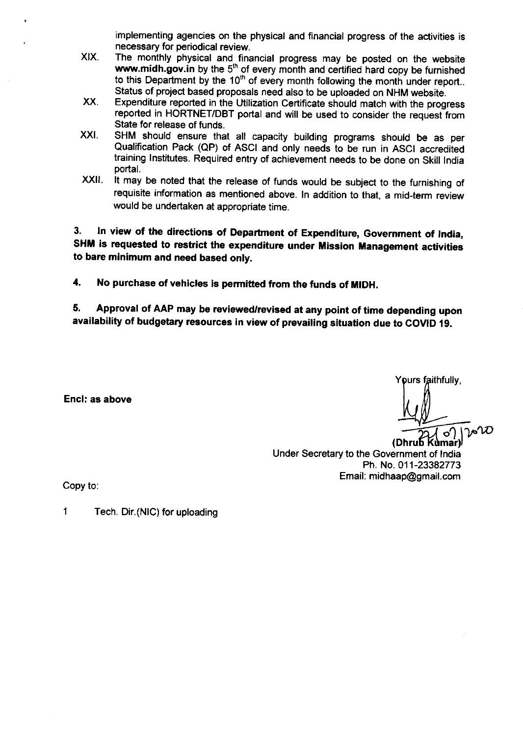implementing agencies on the physical and financial progress of the activities is necessary for periodical review.

XIX. The monthly physical and financial progress may be posted on the website **www.midh.gov.in** by the 5[th] of every month and certified hard copy be furnished to this Department by the 10[th] of every month following the month under report.. Status of project based proposals need also to be uploaded on NHM website.

XX. Expenditure reported in the Utilization Certificate should match with the progress reported in HORTNET/DBT portal and will be used to consider the request from State for release of funds.

XXI. SHM should ensure that all capacity building programs should be as per Qualification Pack (QP) of ASCI and only needs to be run in ASCI accredited training Institutes. Required entry of achievement needs to be done on Skill India portal.

XXII. It may be noted that the release of funds would be subject to the furnishing of requisite information as mentioned above. In addition to that, a mid-term review would be undertaken at appropriate time.

**3. In view of the directions of Department of Expenditure, Government of India, SHM is requested to restrict the expenditure under Mission Management activities to bare minimum and need based only.**

**4. No purchase of vehicles is permitted from the funds of MIDH.**

**5. Approval of AAP may be reviewed/revised at any point of time depending upon availability of budgetary resources in view of prevailing situation due to COVID 19.**

**Encl: as above**

Yours faithfully,

22/07/2020

(Dhrub Kumar)
Under Secretary to the Government of India
Ph. No. 011-23382773
Email: midhaap@gmail.com

Copy to:

1 Tech. Dir.(NIC) for uploading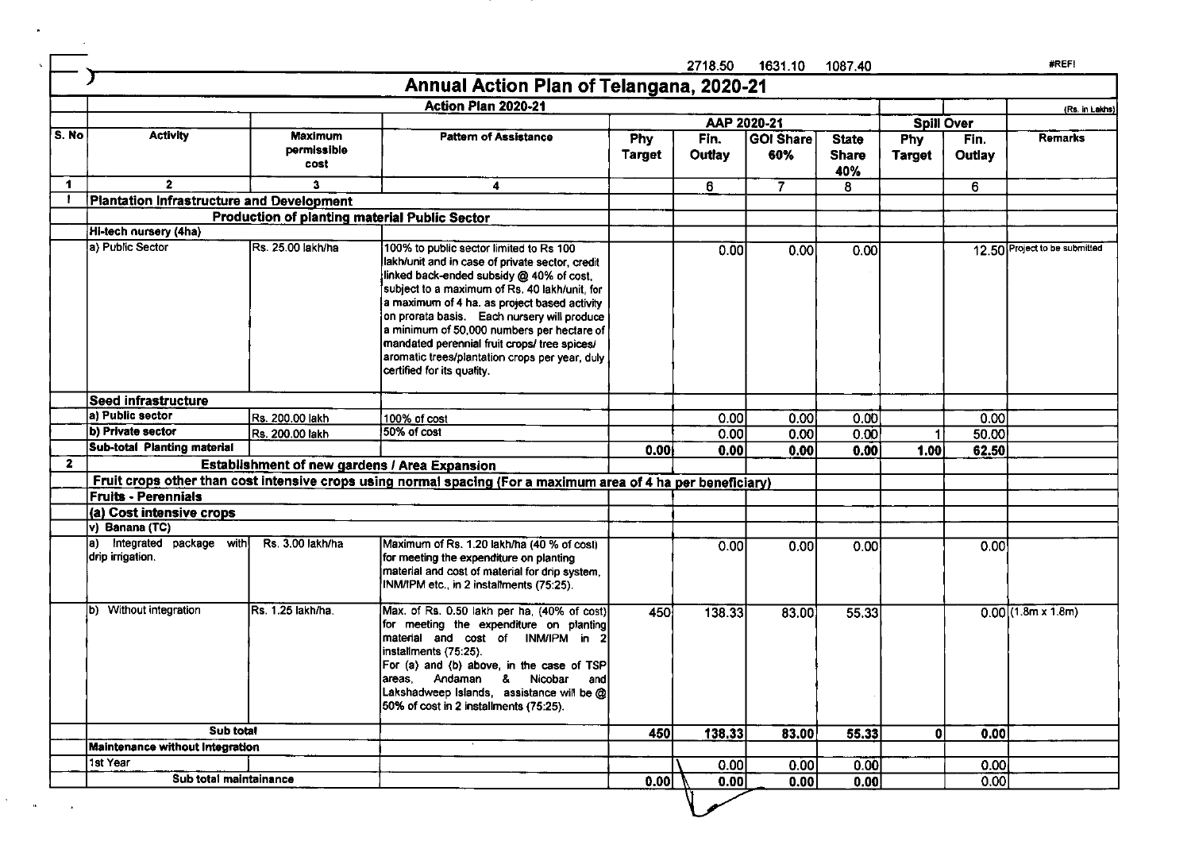2718.50 1631.10 1087.40 #REF!

# Annual Action Plan of Telangana, 2020-21

| | Action Plan 2020-21 | | | | | | | | | (Rs. in Lakhs) |
|---|---|---|---|---|---|---|---|---|---|---|
| | | | | AAP 2020-21 | | | | Spill Over | | |
| S. No | Activity | Maximum permissible cost | Pattern of Assistance | Phy Target | Fin. Outlay | GOI Share 60% | State Share 40% | Phy Target | Fin. Outlay | Remarks |
| 1 | 2 | 3 | 4 | | 6 | 7 | 8 | | 6 | |
| I | **Plantation Infrastructure and Development** | | | | | | | | | |
| | | **Production of planting material Public Sector** | | | | | | | | |
| | **Hi-tech nursery (4ha)** | | | | | | | | | |
| | a) Public Sector | Rs. 25.00 lakh/ha | 100% to public sector limited to Rs 100 lakh/unit and in case of private sector, credit linked back-ended subsidy @ 40% of cost, subject to a maximum of Rs. 40 lakh/unit, for a maximum of 4 ha. as project based activity on prorata basis. Each nursery will produce a minimum of 50,000 numbers per hectare of mandated perennial fruit crops/ tree spices/ aromatic trees/plantation crops per year, duly certified for its quality. | | 0.00 | 0.00 | 0.00 | | 12.50 | Project to be submitted |
| | **Seed infrastructure** | | | | | | | | | |
| | a) Public sector | Rs. 200.00 lakh | 100% of cost | | 0.00 | 0.00 | 0.00 | | 0.00 | |
| | b) Private sector | Rs. 200.00 lakh | 50% of cost | | 0.00 | 0.00 | 0.00 | 1 | 50.00 | |
| | **Sub-total Planting material** | | | **0.00** | **0.00** | **0.00** | **0.00** | **1.00** | **62.50** | |
| 2 | | **Establishment of new gardens / Area Expansion** | | | | | | | | |
| | **Fruit crops other than cost intensive crops using normal spacing (For a maximum area of 4 ha per beneficiary)** | | | | | | | | | |
| | **Fruits - Perennials** | | | | | | | | | |
| | **(a) Cost intensive crops** | | | | | | | | | |
| | v) Banana (TC) | | | | | | | | | |
| | a) Integrated package with drip irrigation. | Rs. 3.00 lakh/ha | Maximum of Rs. 1.20 lakh/ha (40 % of cost) for meeting the expenditure on planting material and cost of material for drip system, INM/IPM etc., in 2 installments (75:25). | | 0.00 | 0.00 | 0.00 | | 0.00 | |
| | b) Without integration | Rs. 1.25 lakh/ha. | Max. of Rs. 0.50 lakh per ha, (40% of cost) for meeting the expenditure on planting material and cost of INM/IPM in 2 installments (75:25). For (a) and (b) above, in the case of TSP areas, Andaman & Nicobar and Lakshadweep Islands, assistance will be @ 50% of cost in 2 installments (75:25). | 450 | 138.33 | 83.00 | 55.33 | | 0.00 | (1.8m x 1.8m) |
| | **Sub total** | | | **450** | **138.33** | **83.00** | **55.33** | **0** | **0.00** | |
| | **Maintenance without Integration** | | | | | | | | | |
| | 1st Year | | | | 0.00 | 0.00 | 0.00 | | 0.00 | |
| | **Sub total maintainance** | | | **0.00** | **0.00** | **0.00** | **0.00** | | **0.00** | |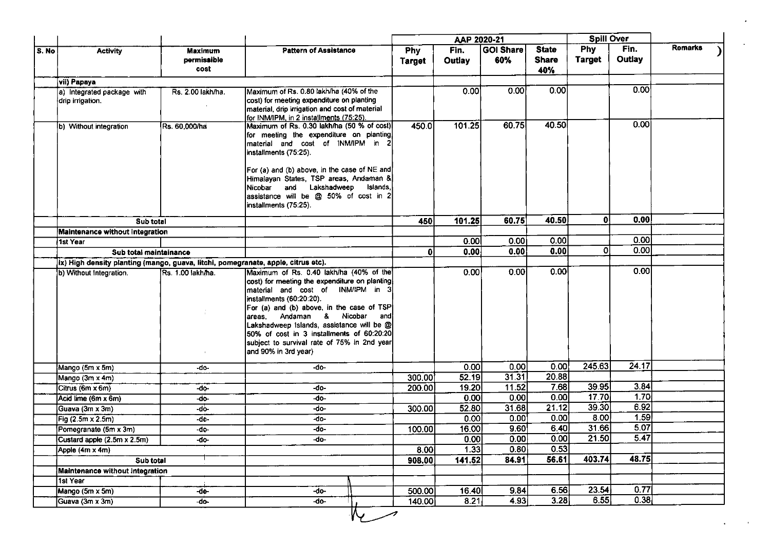| S. No | Activity | Maximum permissible cost | Pattern of Assistance | AAP 2020-21 | | | | Spill Over | | Remarks |
|---|---|---|---|---|---|---|---|---|---|---|
| | | | | Phy Target | Fin. Outlay | GOI Share 60% | State Share 40% | Phy Target | Fin. Outlay | |
| | vii) Papaya | | | | | | | | | |
| | a) Integrated package with drip irrigation. | Rs. 2.00 lakh/ha. | Maximum of Rs. 0.80 lakh/ha (40% of the cost) for meeting expenditure on planting material, drip irrigation and cost of material for INM/IPM, in 2 installments (75:25). | | 0.00 | 0.00 | 0.00 | | 0.00 | |
| | b) Without integration | Rs. 60,000/ha | Maximum of Rs. 0.30 lakh/ha (50 % of cost) for meeting the expenditure on planting material and cost of INM/IPM in 2 installments (75:25). For (a) and (b) above, in the case of NE and Himalayan States, TSP areas, Andaman & Nicobar and Lakshadweep Islands, assistance will be @ 50% of cost in 2 installments (75:25). | 450.0 | 101.25 | 60.75 | 40.50 | | 0.00 | |
| | Sub total | | | 450 | 101.25 | 60.75 | 40.50 | 0 | 0.00 | |
| | Maintenance without Integration | | | | | | | | | |
| | 1st Year | | | | 0.00 | 0.00 | 0.00 | | 0.00 | |
| | Sub total maintainance | | | 0 | 0.00 | 0.00 | 0.00 | 0 | 0.00 | |
| | ix) High density planting (mango, guava, litchi, pomegranate, apple, citrus etc). | | | | | | | | | |
| | b) Without Integration. | Rs. 1.00 lakh/ha. | Maximum of Rs. 0.40 lakh/ha (40% of the cost) for meeting the expenditure on planting material and cost of INM/IPM in 3 installments (60:20:20). For (a) and (b) above, in the case of TSP areas, Andaman & Nicobar and Lakshadweep Islands, assistance will be @ 50% of cost in 3 installments of 60:20:20 subject to survival rate of 75% in 2nd year and 90% in 3rd year) | | 0.00 | 0.00 | 0.00 | | 0.00 | |
| | Mango (5m x 5m) | -do- | -do- | | 0.00 | 0.00 | 0.00 | 245.63 | 24.17 | |
| | Mango (3m x 4m) | | | 300.00 | 52.19 | 31.31 | 20.88 | | | |
| | Citrus (6m x 6m) | -do- | -do- | 200.00 | 19.20 | 11.52 | 7.68 | 39.95 | 3.84 | |
| | Acid lime (6m x 6m) | -do- | -do- | | 0.00 | 0.00 | 0.00 | 17.70 | 1.70 | |
| | Guava (3m x 3m) | -do- | -do- | 300.00 | 52.80 | 31.68 | 21.12 | 39.30 | 6.92 | |
| | Fig (2.5m x 2.5m) | -do- | -do- | | 0.00 | 0.00 | 0.00 | 8.00 | 1.59 | |
| | Pomegranate (5m x 3m) | -do- | -do- | 100.00 | 16.00 | 9.60 | 6.40 | 31.66 | 5.07 | |
| | Custard apple (2.5m x 2.5m) | -do- | -do- | | 0.00 | 0.00 | 0.00 | 21.50 | 5.47 | |
| | Apple (4m x 4m) | | | 8.00 | 1.33 | 0.80 | 0.53 | | | |
| | Sub total | | | 908.00 | 141.52 | 84.91 | 56.61 | 403.74 | 48.75 | |
| | Maintenance without Integration | | | | | | | | | |
| | 1st Year | | | | | | | | | |
| | Mango (5m x 5m) | -do- | -do- | 500.00 | 16.40 | 9.84 | 6.56 | 23.54 | 0.77 | |
| | Guava (3m x 3m) | -do- | -do- | 140.00 | 8.21 | 4.93 | 3.28 | 6.55 | 0.38 | |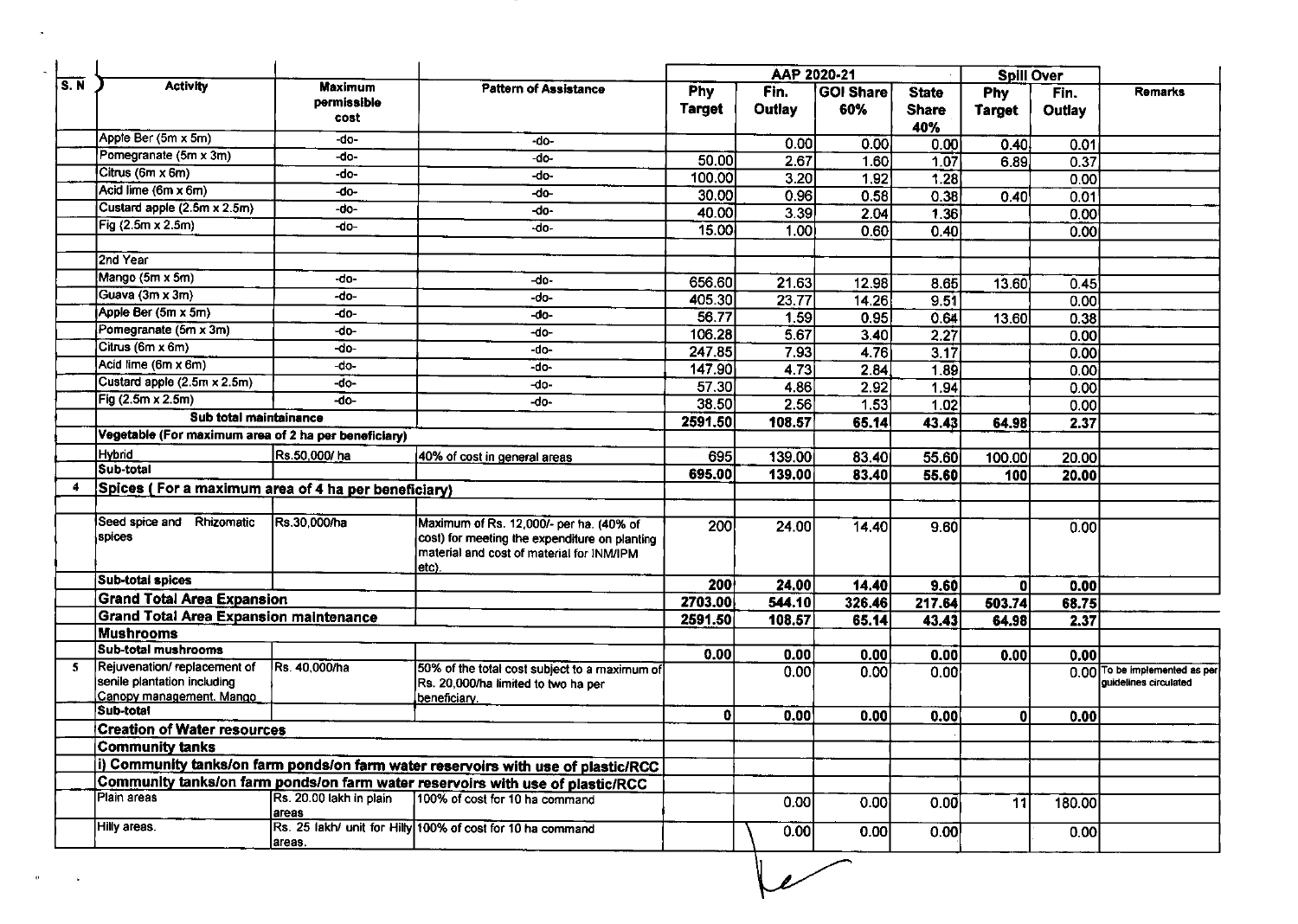| S. N | Activity | Maximum permissible cost | Pattern of Assistance | AAP 2020-21 | | | | Spill Over | | Remarks |
|---|---|---|---|---|---|---|---|---|---|---|
| | | | | Phy Target | Fin. Outlay | GOI Share 60% | State Share 40% | Phy Target | Fin. Outlay | |
| | Apple Ber (5m x 5m) | -do- | -do- | | 0.00 | 0.00 | 0.00 | 0.40 | 0.01 | |
| | Pomegranate (5m x 3m) | -do- | -do- | 50.00 | 2.67 | 1.60 | 1.07 | 6.89 | 0.37 | |
| | Citrus (6m x 6m) | -do- | -do- | 100.00 | 3.20 | 1.92 | 1.28 | | 0.00 | |
| | Acid lime (6m x 6m) | -do- | -do- | 30.00 | 0.96 | 0.58 | 0.38 | 0.40 | 0.01 | |
| | Custard apple (2.5m x 2.5m) | -do- | -do- | 40.00 | 3.39 | 2.04 | 1.36 | | 0.00 | |
| | Fig (2.5m x 2.5m) | -do- | -do- | 15.00 | 1.00 | 0.60 | 0.40 | | 0.00 | |
| | | | | | | | | | | |
| | 2nd Year | | | | | | | | | |
| | Mango (5m x 5m) | -do- | -do- | 656.60 | 21.63 | 12.98 | 8.65 | 13.60 | 0.45 | |
| | Guava (3m x 3m) | -do- | -do- | 405.30 | 23.77 | 14.26 | 9.51 | | 0.00 | |
| | Apple Ber (5m x 5m) | -do- | -do- | 56.77 | 1.59 | 0.95 | 0.64 | 13.60 | 0.38 | |
| | Pomegranate (5m x 3m) | -do- | -do- | 106.28 | 5.67 | 3.40 | 2.27 | | 0.00 | |
| | Citrus (6m x 6m) | -do- | -do- | 247.85 | 7.93 | 4.76 | 3.17 | | 0.00 | |
| | Acid lime (6m x 6m) | -do- | -do- | 147.90 | 4.73 | 2.84 | 1.89 | | 0.00 | |
| | Custard apple (2.5m x 2.5m) | -do- | -do- | 57.30 | 4.86 | 2.92 | 1.94 | | 0.00 | |
| | Fig (2.5m x 2.5m) | -do- | -do- | 38.50 | 2.56 | 1.53 | 1.02 | | 0.00 | |
| | **Sub total maintainance** | | | 2591.50 | 108.57 | 65.14 | 43.43 | 64.98 | 2.37 | |
| | **Vegetable (For maximum area of 2 ha per beneficiary)** | | | | | | | | | |
| | Hybrid | Rs.50,000/ ha | 40% of cost in general areas | 695 | 139.00 | 83.40 | 55.60 | 100.00 | 20.00 | |
| | **Sub-total** | | | **695.00** | **139.00** | **83.40** | **55.60** | **100** | **20.00** | |
| 4 | **Spices ( For a maximum area of 4 ha per beneficiary)** | | | | | | | | | |
| | | | | | | | | | | |
| | Seed spice and Rhizomatic spices | Rs.30,000/ha | Maximum of Rs. 12,000/- per ha. (40% of cost) for meeting the expenditure on planting material and cost of material for INM/IPM etc). | 200 | 24.00 | 14.40 | 9.60 | | 0.00 | |
| | **Sub-total spices** | | | **200** | **24.00** | **14.40** | **9.60** | **0** | **0.00** | |
| | **Grand Total Area Expansion** | | | **2703.00** | **544.10** | **326.46** | **217.64** | **503.74** | **68.75** | |
| | **Grand Total Area Expansion maintenance** | | | **2591.50** | **108.57** | **65.14** | **43.43** | **64.98** | **2.37** | |
| | **Mushrooms** | | | | | | | | | |
| | **Sub-total mushrooms** | | | **0.00** | **0.00** | **0.00** | **0.00** | **0.00** | **0.00** | |
| 5 | Rejuvenation/ replacement of senile plantation including Canopy management. Mango | Rs. 40,000/ha | 50% of the total cost subject to a maximum of Rs. 20,000/ha limited to two ha per beneficiary. | | 0.00 | 0.00 | 0.00 | | 0.00 | To be implemented as per guidelines circulated |
| | **Sub-total** | | | **0** | **0.00** | **0.00** | **0.00** | **0** | **0.00** | |
| | **Creation of Water resources** | | | | | | | | | |
| | **Community tanks** | | | | | | | | | |
| | **i) Community tanks/on farm ponds/on farm water reservoirs with use of plastic/RCC** | | | | | | | | | |
| | **Community tanks/on farm ponds/on farm water reservoirs with use of plastic/RCC** | | | | | | | | | |
| | Plain areas | Rs. 20.00 lakh in plain areas | 100% of cost for 10 ha command | | 0.00 | 0.00 | 0.00 | 11 | 180.00 | |
| | Hilly areas. | Rs. 25 lakh/ unit for Hilly areas. | 100% of cost for 10 ha command | | 0.00 | 0.00 | 0.00 | | 0.00 | |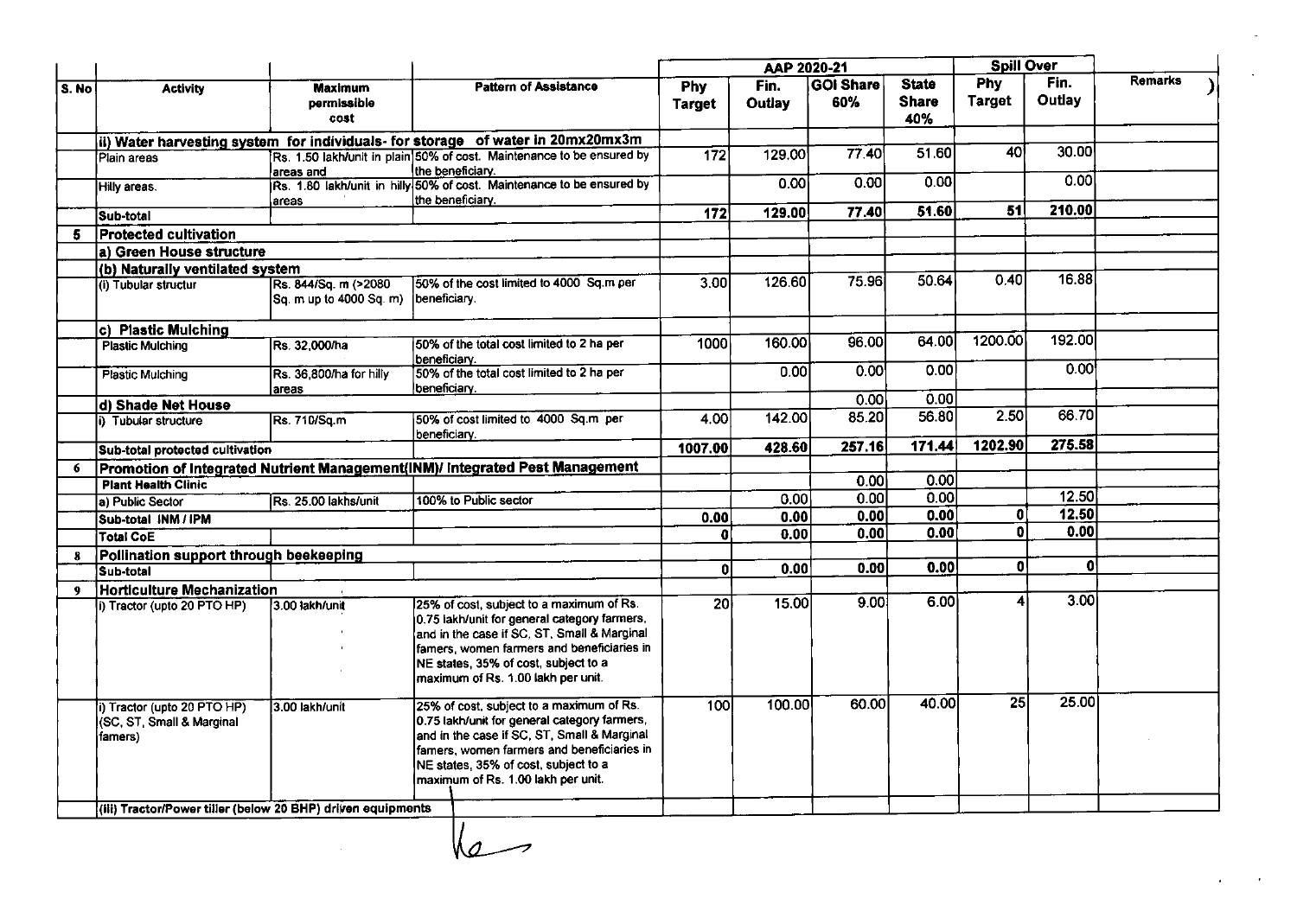| S. No | Activity | Maximum permissible cost | Pattern of Assistance | AAP 2020-21 | | | | Spill Over | | Remarks |
|---|---|---|---|---|---|---|---|---|---|---|
| | | | | Phy Target | Fin. Outlay | GOI Share 60% | State Share 40% | Phy Target | Fin. Outlay | |
| | **ii) Water harvesting system for individuals- for storage of water in 20mx20mx3m** | | | | | | | | | |
| | Plain areas | Rs. 1.50 lakh/unit in plain areas and | 50% of cost. Maintenance to be ensured by the beneficiary. | 172 | 129.00 | 77.40 | 51.60 | 40 | 30.00 | |
| | Hilly areas. | Rs. 1.80 lakh/unit in hilly areas | 50% of cost. Maintenance to be ensured by the beneficiary. | | 0.00 | 0.00 | 0.00 | | 0.00 | |
| | Sub-total | | | **172** | **129.00** | **77.40** | **51.60** | **51** | **210.00** | |
| 5 | **Protected cultivation** | | | | | | | | | |
| | **a) Green House structure** | | | | | | | | | |
| | **(b) Naturally ventilated system** | | | | | | | | | |
| | (i) Tubular structur | Rs. 844/Sq. m (>2080 Sq. m up to 4000 Sq. m) | 50% of the cost limited to 4000 Sq.m per beneficiary. | 3.00 | 126.60 | 75.96 | 50.64 | 0.40 | 16.88 | |
| | **c) Plastic Mulching** | | | | | | | | | |
| | Plastic Mulching | Rs. 32,000/ha | 50% of the total cost limited to 2 ha per beneficiary. | 1000 | 160.00 | 96.00 | 64.00 | 1200.00 | 192.00 | |
| | Plastic Mulching | Rs. 36,800/ha for hilly areas | 50% of the total cost limited to 2 ha per beneficiary. | | 0.00 | 0.00 | 0.00 | | 0.00 | |
| | **d) Shade Net House** | | | | | 0.00 | 0.00 | | | |
| | i) Tubular structure | Rs. 710/Sq.m | 50% of cost limited to 4000 Sq.m per beneficiary. | 4.00 | 142.00 | 85.20 | 56.80 | 2.50 | 66.70 | |
| | **Sub-total protected cultivation** | | | **1007.00** | **428.60** | **257.16** | **171.44** | **1202.90** | **275.58** | |
| 6 | **Promotion of Integrated Nutrient Management(INM)/ Integrated Pest Management** | | | | | | | | | |
| | **Plant Health Clinic** | | | | | 0.00 | 0.00 | | | |
| | a) Public Sector | Rs. 25.00 lakhs/unit | 100% to Public sector | | 0.00 | 0.00 | 0.00 | | 12.50 | |
| | **Sub-total INM / IPM** | | | **0.00** | **0.00** | **0.00** | **0.00** | **0** | **12.50** | |
| | **Total CoE** | | | **0** | **0.00** | **0.00** | **0.00** | **0** | **0.00** | |
| 8 | **Pollination support through beekeeping** | | | | | | | | | |
| | **Sub-total** | | | **0** | **0.00** | **0.00** | **0.00** | **0** | **0** | |
| 9 | **Horticulture Mechanization** | | | | | | | | | |
| | i) Tractor (upto 20 PTO HP) | 3.00 lakh/unit | 25% of cost, subject to a maximum of Rs. 0.75 lakh/unit for general category farmers, and in the case if SC, ST, Small & Marginal famers, women farmers and beneficiaries in NE states, 35% of cost, subject to a maximum of Rs. 1.00 lakh per unit. | 20 | 15.00 | 9.00 | 6.00 | 4 | 3.00 | |
| | i) Tractor (upto 20 PTO HP) (SC, ST, Small & Marginal famers) | 3.00 lakh/unit | 25% of cost, subject to a maximum of Rs. 0.75 lakh/unit for general category farmers, and in the case if SC, ST, Small & Marginal famers, women farmers and beneficiaries in NE states, 35% of cost, subject to a maximum of Rs. 1.00 lakh per unit. | 100 | 100.00 | 60.00 | 40.00 | 25 | 25.00 | |
| | **(iii) Tractor/Power tiller (below 20 BHP) driven equipments** | | | | | | | | | |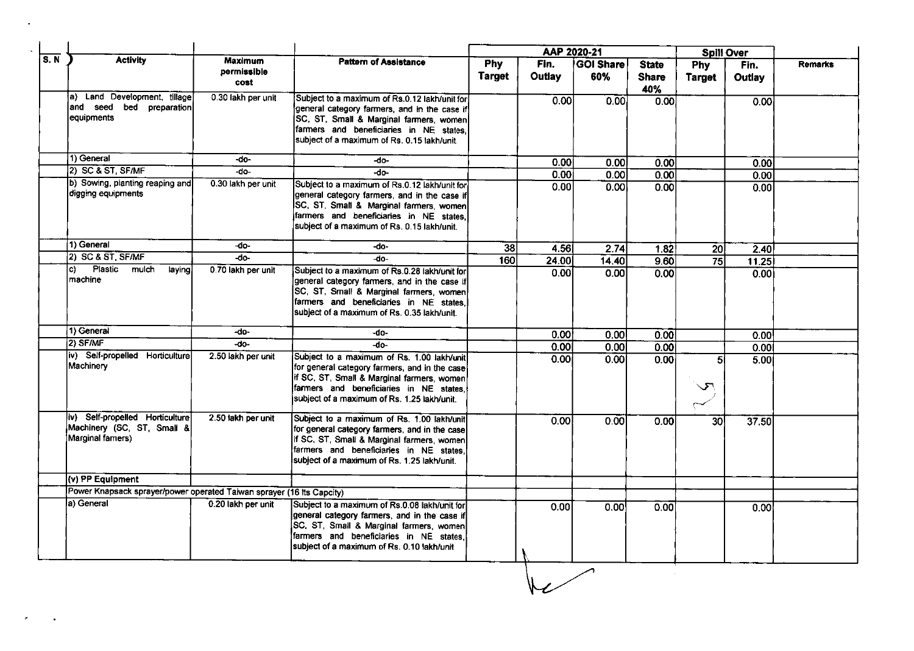| S. N | Activity | Maximum permissible cost | Pattern of Assistance | AAP 2020-21 | | | | Spill Over | | Remarks |
|---|---|---|---|---|---|---|---|---|---|---|
| | | | | Phy Target | Fin. Outlay | GOI Share 60% | State Share 40% | Phy Target | Fin. Outlay | |
| | a) Land Development, tillage and seed bed preparation equipments | 0.30 lakh per unit | Subject to a maximum of Rs.0.12 lakh/unit for general category farmers, and in the case if SC, ST, Small & Marginal farmers, women farmers and beneficiaries in NE states, subject of a maximum of Rs. 0.15 lakh/unit | | 0.00 | 0.00 | 0.00 | | 0.00 | |
| | 1) General | -do- | -do- | | 0.00 | 0.00 | 0.00 | | 0.00 | |
| | 2) SC & ST, SF/MF | -do- | -do- | | 0.00 | 0.00 | 0.00 | | 0.00 | |
| | b) Sowing, planting reaping and digging equipments | 0.30 lakh per unit | Subject to a maximum of Rs.0.12 lakh/unit for general category farmers, and in the case if SC, ST, Small & Marginal farmers, women farmers and beneficiaries in NE states, subject of a maximum of Rs. 0.15 lakh/unit. | | 0.00 | 0.00 | 0.00 | | 0.00 | |
| | 1) General | -do- | -do- | 38 | 4.56 | 2.74 | 1.82 | 20 | 2.40 | |
| | 2) SC & ST, SF/MF | -do- | -do- | 160 | 24.00 | 14.40 | 9.60 | 75 | 11.25 | |
| | c) Plastic mulch laying machine | 0.70 lakh per unit | Subject to a maximum of Rs.0.28 lakh/unit for general category farmers, and in the case if SC, ST, Small & Marginal farmers, women farmers and beneficiaries in NE states, subject of a maximum of Rs. 0.35 lakh/unit. | | 0.00 | 0.00 | 0.00 | | 0.00 | |
| | 1) General | -do- | -do- | | 0.00 | 0.00 | 0.00 | | 0.00 | |
| | 2) SF/MF | -do- | -do- | | 0.00 | 0.00 | 0.00 | | 0.00 | |
| | iv) Self-propelled Horticulture Machinery | 2.50 lakh per unit | Subject to a maximum of Rs. 1.00 lakh/unit for general category farmers, and in the case if SC, ST, Small & Marginal farmers, women farmers and beneficiaries in NE states, subject of a maximum of Rs. 1.25 lakh/unit. | | 0.00 | 0.00 | 0.00 | 5 | 5.00 | |
| | iv) Self-propelled Horticulture Machinery (SC, ST, Small & Marginal famers) | 2.50 lakh per unit | Subject to a maximum of Rs. 1.00 lakh/unit for general category farmers, and in the case if SC, ST, Small & Marginal farmers, women farmers and beneficiaries in NE states, subject of a maximum of Rs. 1.25 lakh/unit. | | 0.00 | 0.00 | 0.00 | 30 | 37.50 | |
| | **(v) PP Equipment** | | | | | | | | | |
| | Power Knapsack sprayer/power operated Taiwan sprayer (16 lts Capcity) | | | | | | | | | |
| | a) General | 0.20 lakh per unit | Subject to a maximum of Rs.0.08 lakh/unit for general category farmers, and in the case if SC, ST, Small & Marginal farmers, women farmers and beneficiaries in NE states, subject of a maximum of Rs. 0.10 lakh/unit | | 0.00 | 0.00 | 0.00 | | 0.00 | |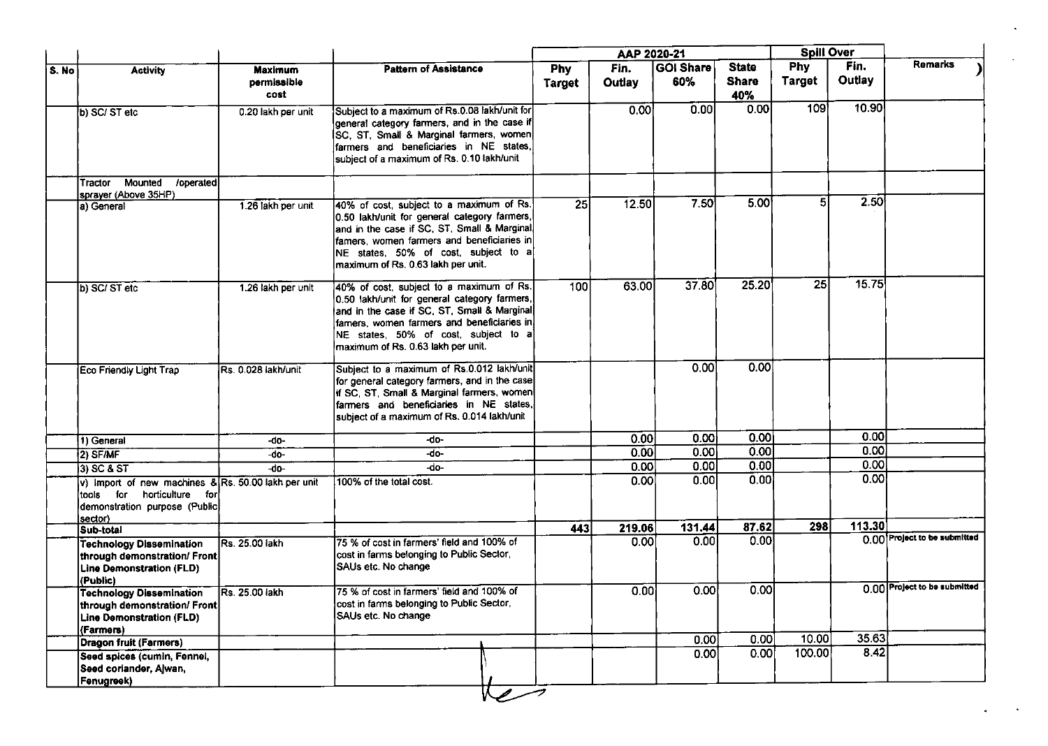| S. No | Activity | Maximum permissible cost | Pattern of Assistance | AAP 2020-21 | | | | Spill Over | | Remarks |
|---|---|---|---|---|---|---|---|---|---|---|
| | | | | Phy Target | Fin. Outlay | GOI Share 60% | State Share 40% | Phy Target | Fin. Outlay | |
| | b) SC/ ST etc | 0.20 lakh per unit | Subject to a maximum of Rs.0.08 lakh/unit for general category farmers, and in the case if SC, ST, Small & Marginal farmers, women farmers and beneficiaries in NE states, subject of a maximum of Rs. 0.10 lakh/unit | | 0.00 | 0.00 | 0.00 | 109 | 10.90 | |
| | Tractor Mounted /operated sprayer (Above 35HP) | | | | | | | | | |
| | a) General | 1.26 lakh per unit | 40% of cost, subject to a maximum of Rs. 0.50 lakh/unit for general category farmers, and in the case if SC, ST, Small & Marginal famers, women farmers and beneficiaries in NE states, 50% of cost, subject to a maximum of Rs. 0.63 lakh per unit. | 25 | 12.50 | 7.50 | 5.00 | 5 | 2.50 | |
| | b) SC/ ST etc | 1.26 lakh per unit | 40% of cost, subject to a maximum of Rs. 0.50 lakh/unit for general category farmers, and in the case if SC, ST, Small & Marginal famers, women farmers and beneficiaries in NE states, 50% of cost, subject to a maximum of Rs. 0.63 lakh per unit. | 100 | 63.00 | 37.80 | 25.20 | 25 | 15.75 | |
| | Eco Friendly Light Trap | Rs. 0.028 lakh/unit | Subject to a maximum of Rs.0.012 lakh/unit for general category farmers, and in the case if SC, ST, Small & Marginal farmers, women farmers and beneficiaries in NE states, subject of a maximum of Rs. 0.014 lakh/unit | | | 0.00 | 0.00 | | | |
| | 1) General | -do- | -do- | | 0.00 | 0.00 | 0.00 | | 0.00 | |
| | 2) SF/MF | -do- | -do- | | 0.00 | 0.00 | 0.00 | | 0.00 | |
| | 3) SC & ST | -do- | -do- | | 0.00 | 0.00 | 0.00 | | 0.00 | |
| | v) Import of new machines & tools for horticulture for demonstration purpose (Public sector) | Rs. 50.00 lakh per unit | 100% of the total cost. | | 0.00 | 0.00 | 0.00 | | 0.00 | |
| | **Sub-total** | | | **443** | **219.06** | **131.44** | **87.62** | **298** | **113.30** | |
| | **Technology Dissemination through demonstration/ Front Line Demonstration (FLD) (Public)** | Rs. 25.00 lakh | 75 % of cost in farmers' field and 100% of cost in farms belonging to Public Sector, SAUs etc. No change | | 0.00 | 0.00 | 0.00 | | 0.00 | Project to be submitted |
| | **Technology Dissemination through demonstration/ Front Line Demonstration (FLD) (Farmers)** | Rs. 25.00 lakh | 75 % of cost in farmers' field and 100% of cost in farms belonging to Public Sector, SAUs etc. No change | | 0.00 | 0.00 | 0.00 | | 0.00 | Project to be submitted |
| | **Dragon fruit (Farmers)** | | | | | 0.00 | 0.00 | 10.00 | 35.63 | |
| | **Seed spices (cumin, Fennel, Seed coriander, Ajwan, Fenugreek)** | | | | | 0.00 | 0.00 | 100.00 | 8.42 | |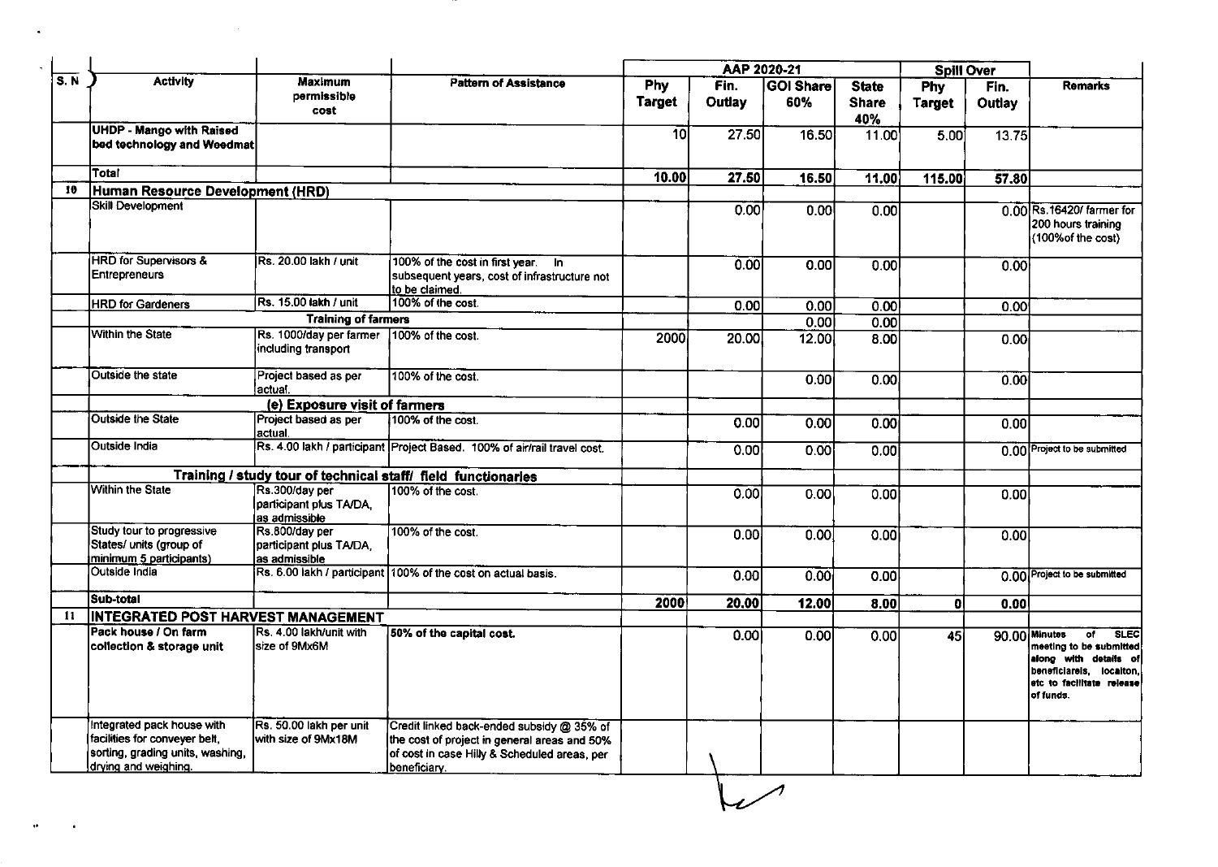| S. N | Activity | Maximum permissible cost | Pattern of Assistance | AAP 2020-21 | | | | Spill Over | | Remarks |
|---|---|---|---|---|---|---|---|---|---|---|
| | | | | Phy Target | Fin. Outlay | GOI Share 60% | State Share 40% | Phy Target | Fin. Outlay | |
| | UHDP - Mango with Raised bed technology and Weedmat | | | 10 | 27.50 | 16.50 | 11.00 | 5.00 | 13.75 | |
| | Total | | | 10.00 | 27.50 | 16.50 | 11.00 | 115.00 | 57.80 | |
| 10 | **Human Resource Development (HRD)** | | | | | | | | | |
| | Skill Development | | | | 0.00 | 0.00 | 0.00 | | 0.00 | Rs.16420/ farmer for 200 hours training (100%of the cost) |
| | HRD for Supervisors & Entrepreneurs | Rs. 20.00 lakh / unit | 100% of the cost in first year. In subsequent years, cost of infrastructure not to be claimed. | | 0.00 | 0.00 | 0.00 | | 0.00 | |
| | HRD for Gardeners | Rs. 15.00 lakh / unit | 100% of the cost. | | 0.00 | 0.00 | 0.00 | | 0.00 | |
| | | **Training of farmers** | | | | 0.00 | 0.00 | | | |
| | Within the State | Rs. 1000/day per farmer including transport | 100% of the cost. | 2000 | 20.00 | 12.00 | 8.00 | | 0.00 | |
| | Outside the state | Project based as per actual. | 100% of the cost. | | | 0.00 | 0.00 | | 0.00 | |
| | | **(e) Exposure visit of farmers** | | | | | | | | |
| | Outside the State | Project based as per actual. | 100% of the cost. | | 0.00 | 0.00 | 0.00 | | 0.00 | |
| | Outside India | Rs. 4.00 lakh / participant | Project Based. 100% of air/rail travel cost. | | 0.00 | 0.00 | 0.00 | | 0.00 | Project to be submitted |
| | | **Training / study tour of technical staff/ field functionaries** | | | | | | | | |
| | Within the State | Rs.300/day per participant plus TA/DA, as admissible | 100% of the cost. | | 0.00 | 0.00 | 0.00 | | 0.00 | |
| | Study tour to progressive States/ units (group of minimum 5 participants) | Rs.800/day per participant plus TA/DA, as admissible | 100% of the cost. | | 0.00 | 0.00 | 0.00 | | 0.00 | |
| | Outside India | Rs. 6.00 lakh / participant | 100% of the cost on actual basis. | | 0.00 | 0.00 | 0.00 | | 0.00 | Project to be submitted |
| | Sub-total | | | 2000 | 20.00 | 12.00 | 8.00 | 0 | 0.00 | |
| 11 | **INTEGRATED POST HARVEST MANAGEMENT** | | | | | | | | | |
| | Pack house / On farm collection & storage unit | Rs. 4.00 lakh/unit with size of 9Mx6M | **50% of the capital cost.** | | 0.00 | 0.00 | 0.00 | 45 | 90.00 | Minutes of SLEC meeting to be submitted along with details of beneficiareis, locaiton, etc to facilitate release of funds. |
| | Integrated pack house with facilities for conveyer belt, sorting, grading units, washing, drying and weighing. | Rs. 50.00 lakh per unit with size of 9Mx18M | Credit linked back-ended subsidy @ 35% of the cost of project in general areas and 50% of cost in case Hilly & Scheduled areas, per beneficiary. | | | | | | | |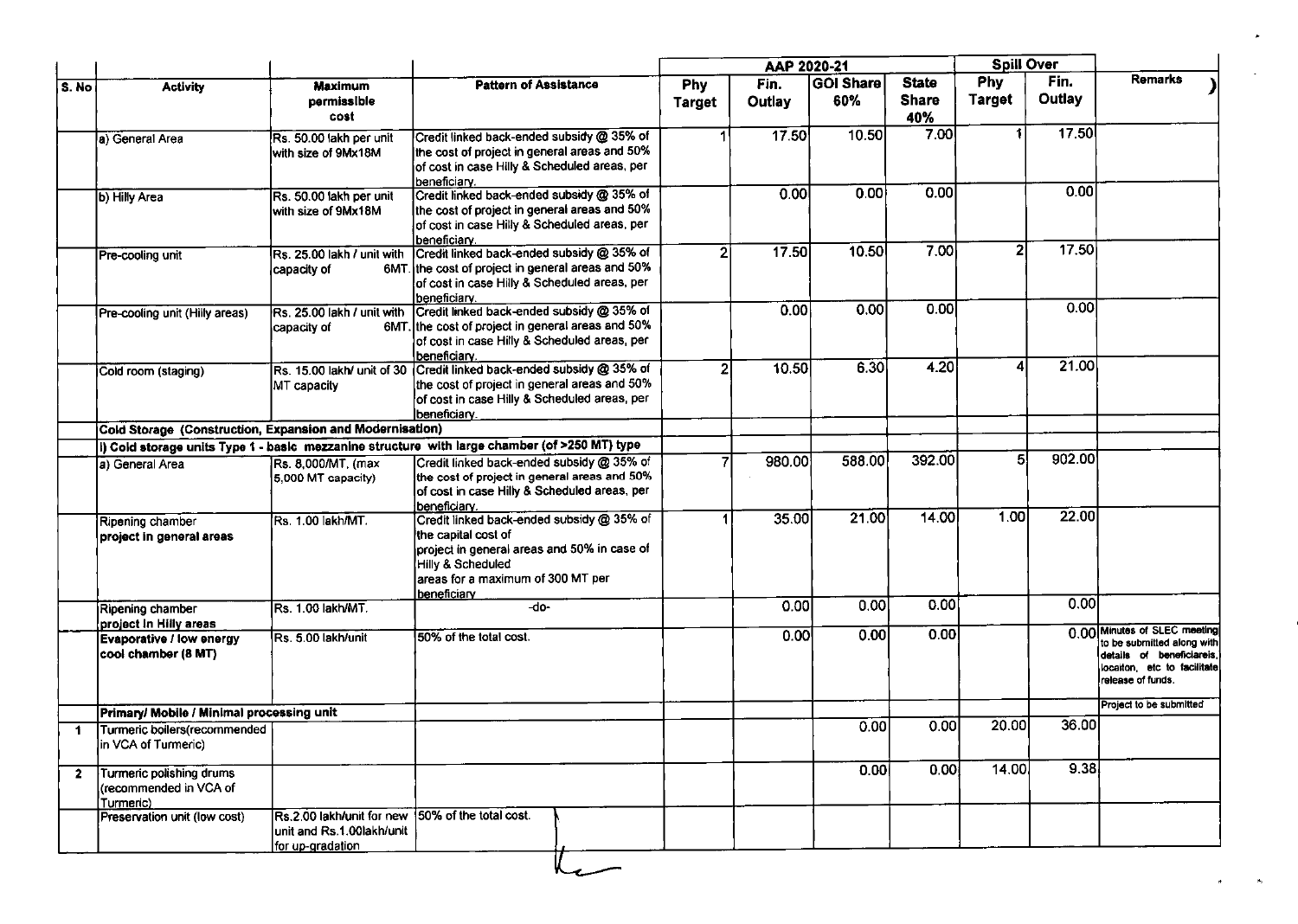| S. No | Activity | Maximum permissible cost | Pattern of Assistance | AAP 2020-21 | | | | Spill Over | | Remarks |
|---|---|---|---|---|---|---|---|---|---|---|
| | | | | Phy Target | Fin. Outlay | GOI Share 60% | State Share 40% | Phy Target | Fin. Outlay | |
| | a) General Area | Rs. 50.00 lakh per unit with size of 9Mx18M | Credit linked back-ended subsidy @ 35% of the cost of project in general areas and 50% of cost in case Hilly & Scheduled areas, per beneficiary. | 1 | 17.50 | 10.50 | 7.00 | 1 | 17.50 | |
| | b) Hilly Area | Rs. 50.00 lakh per unit with size of 9Mx18M | Credit linked back-ended subsidy @ 35% of the cost of project in general areas and 50% of cost in case Hilly & Scheduled areas, per beneficiary. | | 0.00 | 0.00 | 0.00 | | 0.00 | |
| | Pre-cooling unit | Rs. 25.00 lakh / unit with capacity of 6MT. | Credit linked back-ended subsidy @ 35% of the cost of project in general areas and 50% of cost in case Hilly & Scheduled areas, per beneficiary. | 2 | 17.50 | 10.50 | 7.00 | 2 | 17.50 | |
| | Pre-cooling unit (Hilly areas) | Rs. 25.00 lakh / unit with capacity of 6MT. | Credit linked back-ended subsidy @ 35% of the cost of project in general areas and 50% of cost in case Hilly & Scheduled areas, per beneficiary. | | 0.00 | 0.00 | 0.00 | | 0.00 | |
| | Cold room (staging) | Rs. 15.00 lakh/ unit of 30 MT capacity | Credit linked back-ended subsidy @ 35% of the cost of project in general areas and 50% of cost in case Hilly & Scheduled areas, per beneficiary. | 2 | 10.50 | 6.30 | 4.20 | 4 | 21.00 | |
| | **Cold Storage (Construction, Expansion and Modernisation)** | | | | | | | | | |
| | **i) Cold storage units Type 1 - basic mezzanine structure with large chamber (of >250 MT) type** | | | | | | | | | |
| | a) General Area | Rs. 8,000/MT, (max 5,000 MT capacity) | Credit linked back-ended subsidy @ 35% of the cost of project in general areas and 50% of cost in case Hilly & Scheduled areas, per beneficiary. | 7 | 980.00 | 588.00 | 392.00 | 5 | 902.00 | |
| | Ripening chamber **project in general areas** | Rs. 1.00 lakh/MT. | Credit linked back-ended subsidy @ 35% of the capital cost of project in general areas and 50% in case of Hilly & Scheduled areas for a maximum of 300 MT per beneficiary | 1 | 35.00 | 21.00 | 14.00 | 1.00 | 22.00 | |
| | Ripening chamber project in Hilly areas | Rs. 1.00 lakh/MT. | -do- | | 0.00 | 0.00 | 0.00 | | 0.00 | |
| | **Evaporative / low energy cool chamber (8 MT)** | Rs. 5.00 lakh/unit | 50% of the total cost. | | 0.00 | 0.00 | 0.00 | | 0.00 | Minutes of SLEC meeting to be submitted along with details of beneficiareis, locaiton, etc to facilitate release of funds. |
| | **Primary/ Mobile / Minimal processing unit** | | | | | | | | | Project to be submitted |
| 1 | Turmeric boilers(recommended in VCA of Turmeric) | | | | | 0.00 | 0.00 | 20.00 | 36.00 | |
| 2 | Turmeric polishing drums (recommended in VCA of Turmeric) | | | | | 0.00 | 0.00 | 14.00 | 9.38 | |
| | Preservation unit (low cost) | Rs.2.00 lakh/unit for new unit and Rs.1.00lakh/unit for up-gradation | 50% of the total cost. | | | | | | | |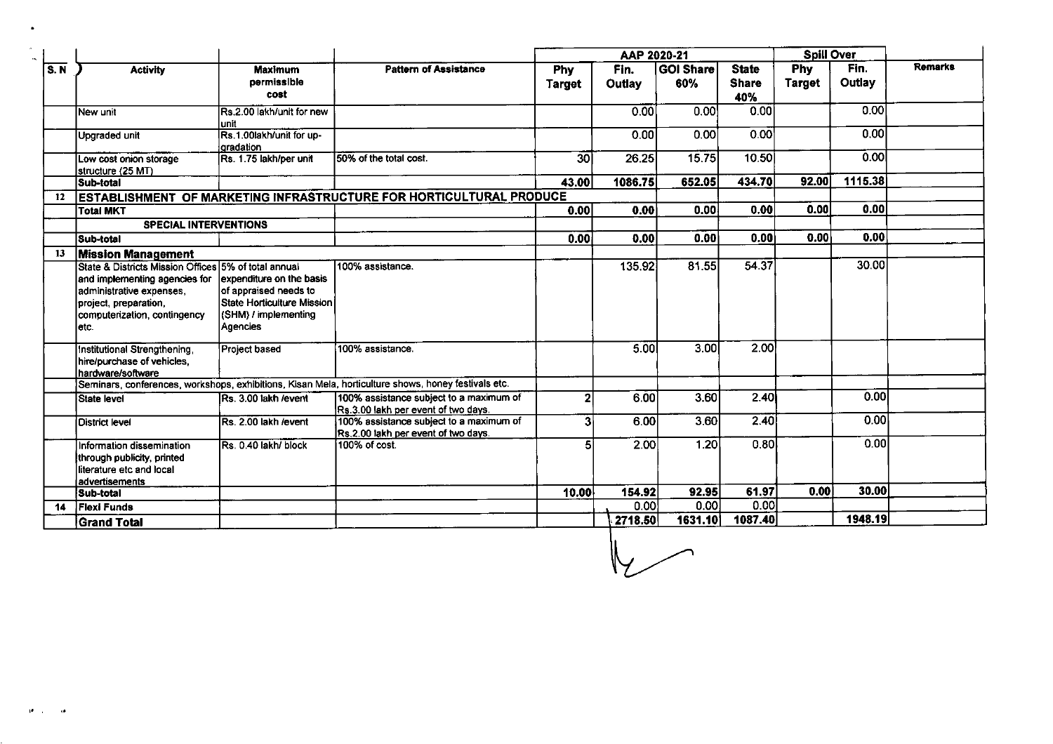| S. N | Activity | Maximum permissible cost | Pattern of Assistance | AAP 2020-21 | | | | Spill Over | | Remarks |
|---|---|---|---|---|---|---|---|---|---|---|
| | | | | Phy Target | Fin. Outlay | GOI Share 60% | State Share 40% | Phy Target | Fin. Outlay | |
| | New unit | Rs.2.00 lakh/unit for new unit | | | 0.00 | 0.00 | 0.00 | | 0.00 | |
| | Upgraded unit | Rs.1.00lakh/unit for up-gradation | | | 0.00 | 0.00 | 0.00 | | 0.00 | |
| | Low cost onion storage structure (25 MT) | Rs. 1.75 lakh/per unit | 50% of the total cost. | 30 | 26.25 | 15.75 | 10.50 | | 0.00 | |
| | **Sub-total** | | | **43.00** | **1086.75** | **652.05** | **434.70** | **92.00** | **1115.38** | |
| 12 | **ESTABLISHMENT OF MARKETING INFRASTRUCTURE FOR HORTICULTURAL PRODUCE** | | | | | | | | | |
| | **Total MKT** | | | **0.00** | **0.00** | **0.00** | **0.00** | **0.00** | **0.00** | |
| | **SPECIAL INTERVENTIONS** | | | | | | | | | |
| | **Sub-total** | | | **0.00** | **0.00** | **0.00** | **0.00** | **0.00** | **0.00** | |
| 13 | **Mission Management** | | | | | | | | | |
| | State & Districts Mission Offices and implementing agencies for administrative expenses, project, preparation, computerization, contingency etc. | 5% of total annual expenditure on the basis of appraised needs to State Horticulture Mission (SHM) / implementing Agencies | 100% assistance. | | 135.92 | 81.55 | 54.37 | | 30.00 | |
| | Institutional Strengthening, hire/purchase of vehicles, hardware/software | Project based | 100% assistance. | | 5.00 | 3.00 | 2.00 | | | |
| | Seminars, conferences, workshops, exhibitions, Kisan Mela, horticulture shows, honey festivals etc. | | | | | | | | | |
| | State level | Rs. 3.00 lakh /event | 100% assistance subject to a maximum of Rs.3.00 lakh per event of two days. | 2 | 6.00 | 3.60 | 2.40 | | 0.00 | |
| | District level | Rs. 2.00 lakh /event | 100% assistance subject to a maximum of Rs.2.00 lakh per event of two days. | 3 | 6.00 | 3.60 | 2.40 | | 0.00 | |
| | Information dissemination through publicity, printed literature etc and local advertisements | Rs. 0.40 lakh/ block | 100% of cost. | 5 | 2.00 | 1.20 | 0.80 | | 0.00 | |
| | **Sub-total** | | | **10.00** | **154.92** | **92.95** | **61.97** | **0.00** | **30.00** | |
| 14 | **Flexi Funds** | | | | 0.00 | 0.00 | 0.00 | | | |
| | **Grand Total** | | | | **2718.50** | **1631.10** | **1087.40** | | **1948.19** | |